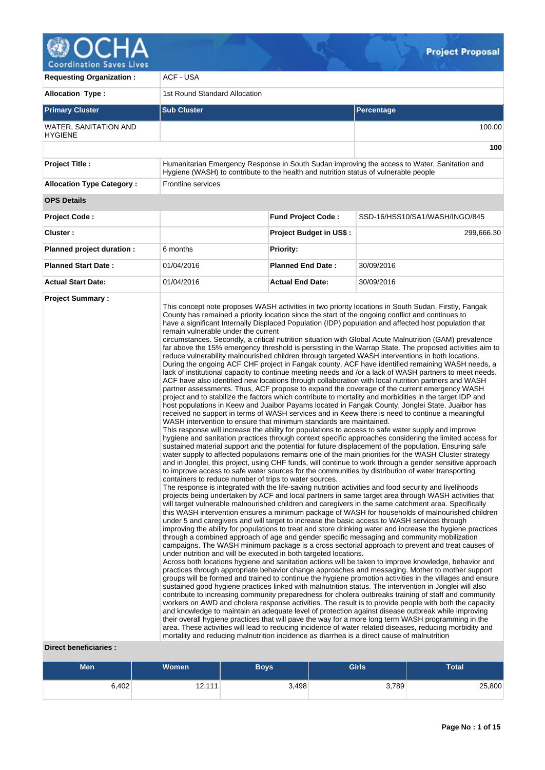# Project Proposal

| | |
|---|---|
| **Requesting Organization :** | ACF - USA |
| **Allocation Type :** | 1st Round Standard Allocation |

| **Primary Cluster** | **Sub Cluster** | **Percentage** |
|---|---|---|
| WATER, SANITATION AND HYGIENE | | 100.00 |
| | | **100** |

| | |
|---|---|
| **Project Title :** | Humanitarian Emergency Response in South Sudan improving the access to Water, Sanitation and Hygiene (WASH) to contribute to the health and nutrition status of vulnerable people |
| **Allocation Type Category :** | Frontline services |

**OPS Details**

| | | | |
|---|---|---|---|
| **Project Code :** | | **Fund Project Code :** | SSD-16/HSS10/SA1/WASH/INGO/845 |
| **Cluster :** | | **Project Budget in US$ :** | 299,666.30 |
| **Planned project duration :** | 6 months | **Priority:** | |
| **Planned Start Date :** | 01/04/2016 | **Planned End Date :** | 30/09/2016 |
| **Actual Start Date:** | 01/04/2016 | **Actual End Date:** | 30/09/2016 |

**Project Summary :**

This concept note proposes WASH activities in two priority locations in South Sudan. Firstly, Fangak County has remained a priority location since the start of the ongoing conflict and continues to have a significant Internally Displaced Population (IDP) population and affected host population that remain vulnerable under the current circumstances. Secondly, a critical nutrition situation with Global Acute Malnutrition (GAM) prevalence far above the 15% emergency threshold is persisting in the Warrap State. The proposed activities aim to reduce vulnerability malnourished children through targeted WASH interventions in both locations.

During the ongoing ACF CHF project in Fangak county, ACF have identified remaining WASH needs, a lack of institutional capacity to continue meeting needs and /or a lack of WASH partners to meet needs. ACF have also identified new locations through collaboration with local nutrition partners and WASH partner assessments. Thus, ACF propose to expand the coverage of the current emergency WASH project and to stabilize the factors which contribute to mortality and morbidities in the target IDP and host populations in Keew and Juaibor Payams located in Fangak County, Jonglei State. Juaibor has received no support in terms of WASH services and in Keew there is need to continue a meaningful WASH intervention to ensure that minimum standards are maintained.

This response will increase the ability for populations to access to safe water supply and improve hygiene and sanitation practices through context specific approaches considering the limited access for sustained material support and the potential for future displacement of the population. Ensuring safe water supply to affected populations remains one of the main priorities for the WASH Cluster strategy and in Jonglei, this project, using CHF funds, will continue to work through a gender sensitive approach to improve access to safe water sources for the communities by distribution of water transporting containers to reduce number of trips to water sources.

The response is integrated with the life-saving nutrition activities and food security and livelihoods projects being undertaken by ACF and local partners in same target area through WASH activities that will target vulnerable malnourished children and caregivers in the same catchment area. Specifically this WASH intervention ensures a minimum package of WASH for households of malnourished children under 5 and caregivers and will target to increase the basic access to WASH services through improving the ability for populations to treat and store drinking water and increase the hygiene practices through a combined approach of age and gender specific messaging and community mobilization campaigns. The WASH minimum package is a cross sectorial approach to prevent and treat causes of under nutrition and will be executed in both targeted locations.

Across both locations hygiene and sanitation actions will be taken to improve knowledge, behavior and practices through appropriate behavior change approaches and messaging. Mother to mother support groups will be formed and trained to continue the hygiene promotion activities in the villages and ensure sustained good hygiene practices linked with malnutrition status. The intervention in Jonglei will also contribute to increasing community preparedness for cholera outbreaks training of staff and community workers on AWD and cholera response activities. The result is to provide people with both the capacity and knowledge to maintain an adequate level of protection against disease outbreak while improving their overall hygiene practices that will pave the way for a more long term WASH programming in the area. These activities will lead to reducing incidence of water related diseases, reducing morbidity and mortality and reducing malnutrition incidence as diarrhea is a direct cause of malnutrition

**Direct beneficiaries :**

| Men | Women | Boys | Girls | Total |
|---|---|---|---|---|
| 6,402 | 12,111 | 3,498 | 3,789 | 25,800 |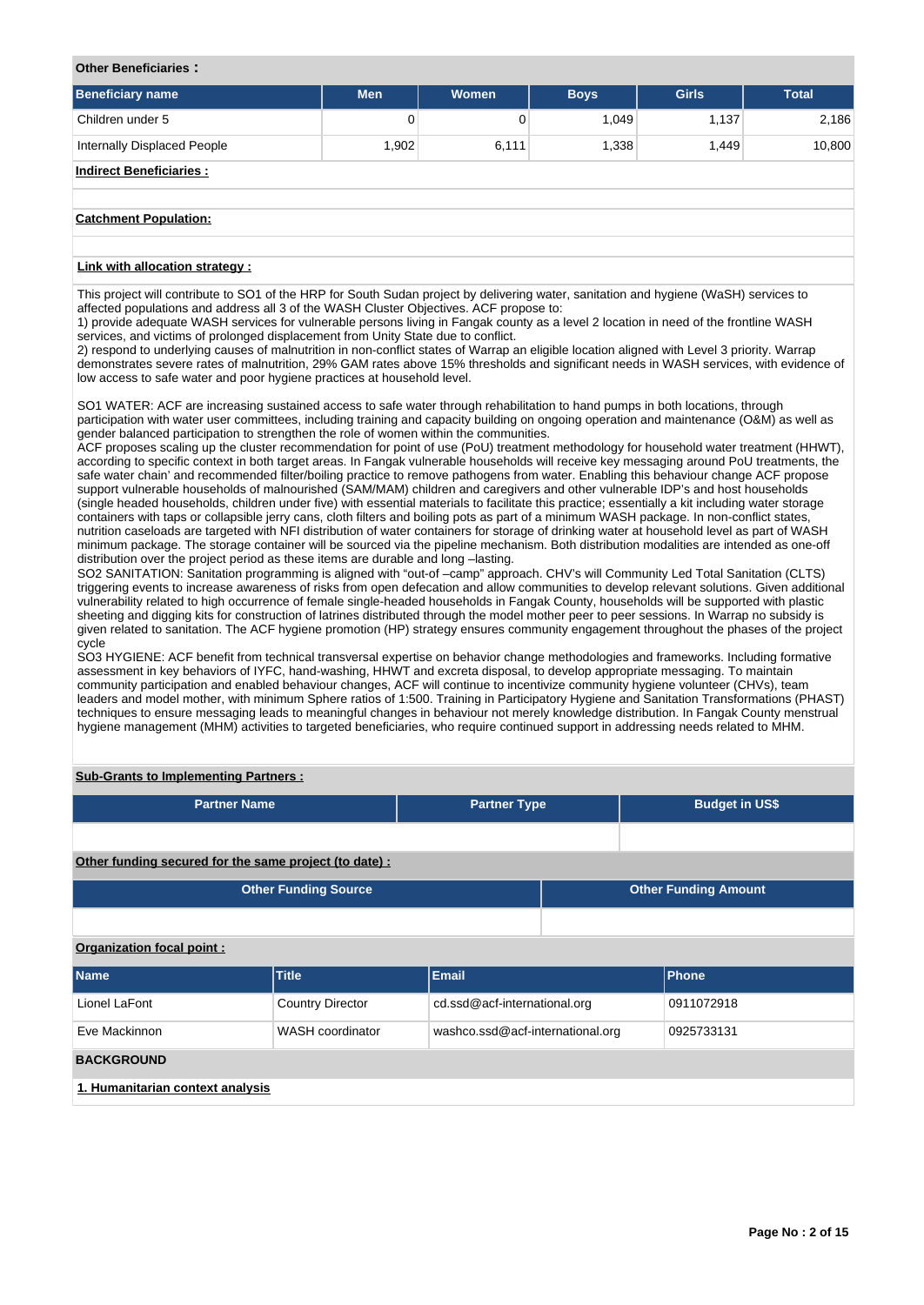**Other Beneficiaries :**

| Beneficiary name | Men | Women | Boys | Girls | Total |
|---|---|---|---|---|---|
| Children under 5 | 0 | 0 | 1,049 | 1,137 | 2,186 |
| Internally Displaced People | 1,902 | 6,111 | 1,338 | 1,449 | 10,800 |

**Indirect Beneficiaries :**

**Catchment Population:**

**Link with allocation strategy :**

This project will contribute to SO1 of the HRP for South Sudan project by delivering water, sanitation and hygiene (WaSH) services to affected populations and address all 3 of the WASH Cluster Objectives. ACF propose to:
1) provide adequate WASH services for vulnerable persons living in Fangak county as a level 2 location in need of the frontline WASH services, and victims of prolonged displacement from Unity State due to conflict.
2) respond to underlying causes of malnutrition in non-conflict states of Warrap an eligible location aligned with Level 3 priority. Warrap demonstrates severe rates of malnutrition, 29% GAM rates above 15% thresholds and significant needs in WASH services, with evidence of low access to safe water and poor hygiene practices at household level.

SO1 WATER: ACF are increasing sustained access to safe water through rehabilitation to hand pumps in both locations, through participation with water user committees, including training and capacity building on ongoing operation and maintenance (O&M) as well as gender balanced participation to strengthen the role of women within the communities.
ACF proposes scaling up the cluster recommendation for point of use (PoU) treatment methodology for household water treatment (HHWT), according to specific context in both target areas. In Fangak vulnerable households will receive key messaging around PoU treatments, the safe water chain' and recommended filter/boiling practice to remove pathogens from water. Enabling this behaviour change ACF propose support vulnerable households of malnourished (SAM/MAM) children and caregivers and other vulnerable IDP's and host households (single headed households, children under five) with essential materials to facilitate this practice; essentially a kit including water storage containers with taps or collapsible jerry cans, cloth filters and boiling pots as part of a minimum WASH package. In non-conflict states, nutrition caseloads are targeted with NFI distribution of water containers for storage of drinking water at household level as part of WASH minimum package. The storage container will be sourced via the pipeline mechanism. Both distribution modalities are intended as one-off distribution over the project period as these items are durable and long –lasting.
SO2 SANITATION: Sanitation programming is aligned with "out-of –camp" approach. CHV's will Community Led Total Sanitation (CLTS) triggering events to increase awareness of risks from open defecation and allow communities to develop relevant solutions. Given additional vulnerability related to high occurrence of female single-headed households in Fangak County, households will be supported with plastic sheeting and digging kits for construction of latrines distributed through the model mother peer to peer sessions. In Warrap no subsidy is given related to sanitation. The ACF hygiene promotion (HP) strategy ensures community engagement throughout the phases of the project cycle
SO3 HYGIENE: ACF benefit from technical transversal expertise on behavior change methodologies and frameworks. Including formative assessment in key behaviors of IYFC, hand-washing, HHWT and excreta disposal, to develop appropriate messaging. To maintain community participation and enabled behaviour changes, ACF will continue to incentivize community hygiene volunteer (CHVs), team leaders and model mother, with minimum Sphere ratios of 1:500. Training in Participatory Hygiene and Sanitation Transformations (PHAST) techniques to ensure messaging leads to meaningful changes in behaviour not merely knowledge distribution. In Fangak County menstrual hygiene management (MHM) activities to targeted beneficiaries, who require continued support in addressing needs related to MHM.

**Sub-Grants to Implementing Partners :**

| Partner Name | Partner Type | Budget in US$ |
|---|---|---|
| | | |

**Other funding secured for the same project (to date) :**

| Other Funding Source | Other Funding Amount |
|---|---|
| | |

**Organization focal point :**

| Name | Title | Email | Phone |
|---|---|---|---|
| Lionel LaFont | Country Director | cd.ssd@acf-international.org | 0911072918 |
| Eve Mackinnon | WASH coordinator | washco.ssd@acf-international.org | 0925733131 |

## BACKGROUND

**1. Humanitarian context analysis**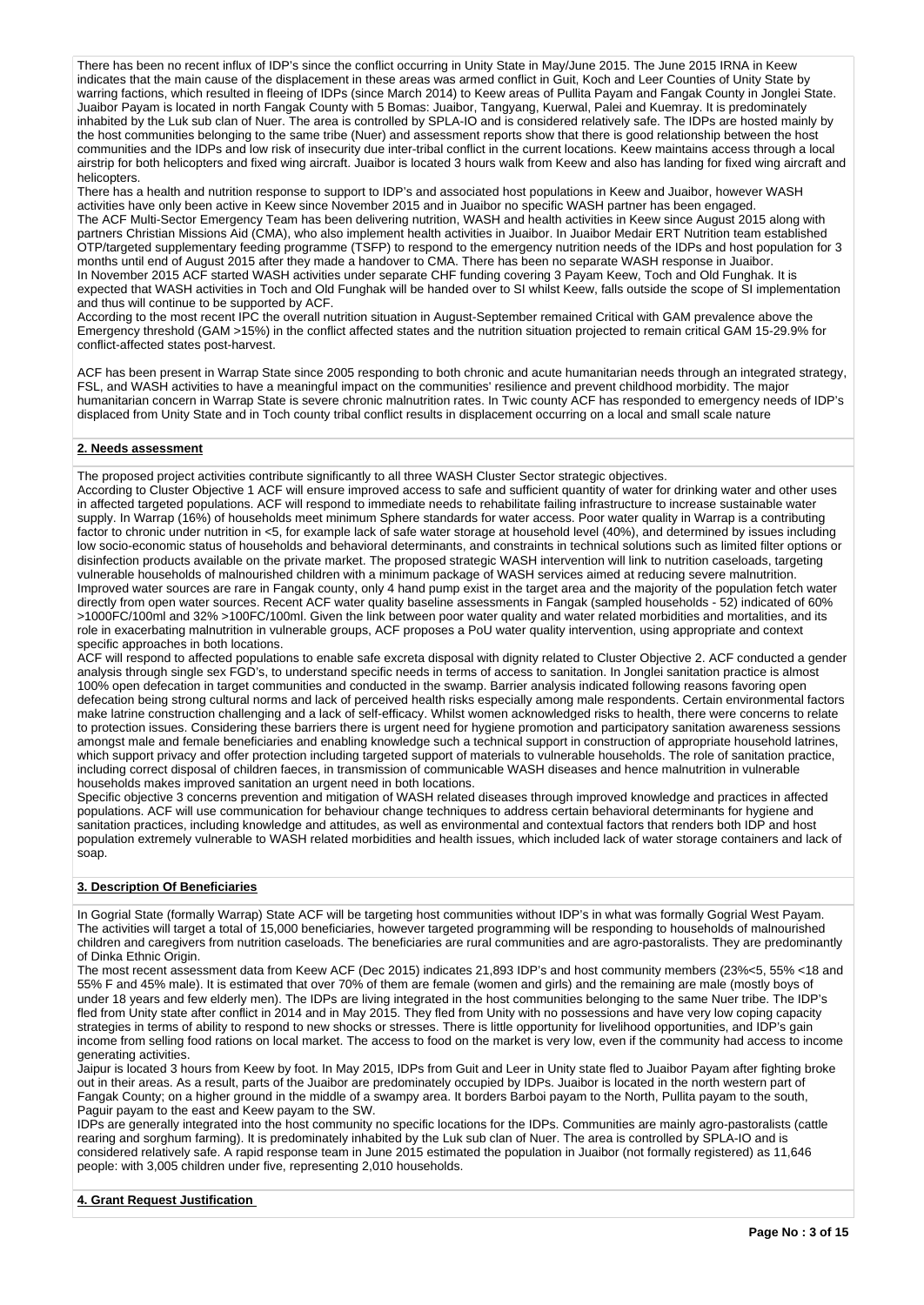There has been no recent influx of IDP's since the conflict occurring in Unity State in May/June 2015. The June 2015 IRNA in Keew indicates that the main cause of the displacement in these areas was armed conflict in Guit, Koch and Leer Counties of Unity State by warring factions, which resulted in fleeing of IDPs (since March 2014) to Keew areas of Pullita Payam and Fangak County in Jonglei State. Juaibor Payam is located in north Fangak County with 5 Bomas: Juaibor, Tangyang, Kuerwal, Palei and Kuemray. It is predominately inhabited by the Luk sub clan of Nuer. The area is controlled by SPLA-IO and is considered relatively safe. The IDPs are hosted mainly by the host communities belonging to the same tribe (Nuer) and assessment reports show that there is good relationship between the host communities and the IDPs and low risk of insecurity due inter-tribal conflict in the current locations. Keew maintains access through a local airstrip for both helicopters and fixed wing aircraft. Juaibor is located 3 hours walk from Keew and also has landing for fixed wing aircraft and helicopters.
There has a health and nutrition response to support to IDP's and associated host populations in Keew and Juaibor, however WASH activities have only been active in Keew since November 2015 and in Juaibor no specific WASH partner has been engaged.
The ACF Multi-Sector Emergency Team has been delivering nutrition, WASH and health activities in Keew since August 2015 along with partners Christian Missions Aid (CMA), who also implement health activities in Juaibor. In Juaibor Medair ERT Nutrition team established OTP/targeted supplementary feeding programme (TSFP) to respond to the emergency nutrition needs of the IDPs and host population for 3 months until end of August 2015 after they made a handover to CMA. There has been no separate WASH response in Juaibor.
In November 2015 ACF started WASH activities under separate CHF funding covering 3 Payam Keew, Toch and Old Funghak. It is expected that WASH activities in Toch and Old Funghak will be handed over to SI whilst Keew, falls outside the scope of SI implementation and thus will continue to be supported by ACF.
According to the most recent IPC the overall nutrition situation in August-September remained Critical with GAM prevalence above the Emergency threshold (GAM >15%) in the conflict affected states and the nutrition situation projected to remain critical GAM 15-29.9% for conflict-affected states post-harvest.

ACF has been present in Warrap State since 2005 responding to both chronic and acute humanitarian needs through an integrated strategy, FSL, and WASH activities to have a meaningful impact on the communities' resilience and prevent childhood morbidity. The major humanitarian concern in Warrap State is severe chronic malnutrition rates. In Twic county ACF has responded to emergency needs of IDP's displaced from Unity State and in Toch county tribal conflict results in displacement occurring on a local and small scale nature

## 2. Needs assessment

The proposed project activities contribute significantly to all three WASH Cluster Sector strategic objectives.
According to Cluster Objective 1 ACF will ensure improved access to safe and sufficient quantity of water for drinking water and other uses in affected targeted populations. ACF will respond to immediate needs to rehabilitate failing infrastructure to increase sustainable water supply. In Warrap (16%) of households meet minimum Sphere standards for water access. Poor water quality in Warrap is a contributing factor to chronic under nutrition in <5, for example lack of safe water storage at household level (40%), and determined by issues including low socio-economic status of households and behavioral determinants, and constraints in technical solutions such as limited filter options or disinfection products available on the private market. The proposed strategic WASH intervention will link to nutrition caseloads, targeting vulnerable households of malnourished children with a minimum package of WASH services aimed at reducing severe malnutrition.
Improved water sources are rare in Fangak county, only 4 hand pump exist in the target area and the majority of the population fetch water directly from open water sources. Recent ACF water quality baseline assessments in Fangak (sampled households - 52) indicated of 60% >1000FC/100ml and 32% >100FC/100ml. Given the link between poor water quality and water related morbidities and mortalities, and its role in exacerbating malnutrition in vulnerable groups, ACF proposes a PoU water quality intervention, using appropriate and context specific approaches in both locations.
ACF will respond to affected populations to enable safe excreta disposal with dignity related to Cluster Objective 2. ACF conducted a gender analysis through single sex FGD's, to understand specific needs in terms of access to sanitation. In Jonglei sanitation practice is almost 100% open defecation in target communities and conducted in the swamp. Barrier analysis indicated following reasons favoring open defecation being strong cultural norms and lack of perceived health risks especially among male respondents. Certain environmental factors make latrine construction challenging and a lack of self-efficacy. Whilst women acknowledged risks to health, there were concerns to relate to protection issues. Considering these barriers there is urgent need for hygiene promotion and participatory sanitation awareness sessions amongst male and female beneficiaries and enabling knowledge such a technical support in construction of appropriate household latrines, which support privacy and offer protection including targeted support of materials to vulnerable households. The role of sanitation practice, including correct disposal of children faeces, in transmission of communicable WASH diseases and hence malnutrition in vulnerable households makes improved sanitation an urgent need in both locations.
Specific objective 3 concerns prevention and mitigation of WASH related diseases through improved knowledge and practices in affected populations. ACF will use communication for behaviour change techniques to address certain behavioral determinants for hygiene and sanitation practices, including knowledge and attitudes, as well as environmental and contextual factors that renders both IDP and host population extremely vulnerable to WASH related morbidities and health issues, which included lack of water storage containers and lack of soap.

## 3. Description Of Beneficiaries

In Gogrial State (formally Warrap) State ACF will be targeting host communities without IDP's in what was formally Gogrial West Payam. The activities will target a total of 15,000 beneficiaries, however targeted programming will be responding to households of malnourished children and caregivers from nutrition caseloads. The beneficiaries are rural communities and are agro-pastoralists. They are predominantly of Dinka Ethnic Origin.
The most recent assessment data from Keew ACF (Dec 2015) indicates 21,893 IDP's and host community members (23%<5, 55% <18 and 55% F and 45% male). It is estimated that over 70% of them are female (women and girls) and the remaining are male (mostly boys of under 18 years and few elderly men). The IDPs are living integrated in the host communities belonging to the same Nuer tribe. The IDP's fled from Unity state after conflict in 2014 and in May 2015. They fled from Unity with no possessions and have very low coping capacity strategies in terms of ability to respond to new shocks or stresses. There is little opportunity for livelihood opportunities, and IDP's gain income from selling food rations on local market. The access to food on the market is very low, even if the community had access to income generating activities.
Jaipur is located 3 hours from Keew by foot. In May 2015, IDPs from Guit and Leer in Unity state fled to Juaibor Payam after fighting broke out in their areas. As a result, parts of the Juaibor are predominately occupied by IDPs. Juaibor is located in the north western part of Fangak County; on a higher ground in the middle of a swampy area. It borders Barboi payam to the North, Pullita payam to the south, Paguir payam to the east and Keew payam to the SW.
IDPs are generally integrated into the host community no specific locations for the IDPs. Communities are mainly agro-pastoralists (cattle rearing and sorghum farming). It is predominately inhabited by the Luk sub clan of Nuer. The area is controlled by SPLA-IO and is considered relatively safe. A rapid response team in June 2015 estimated the population in Juaibor (not formally registered) as 11,646 people: with 3,005 children under five, representing 2,010 households.

## 4. Grant Request Justification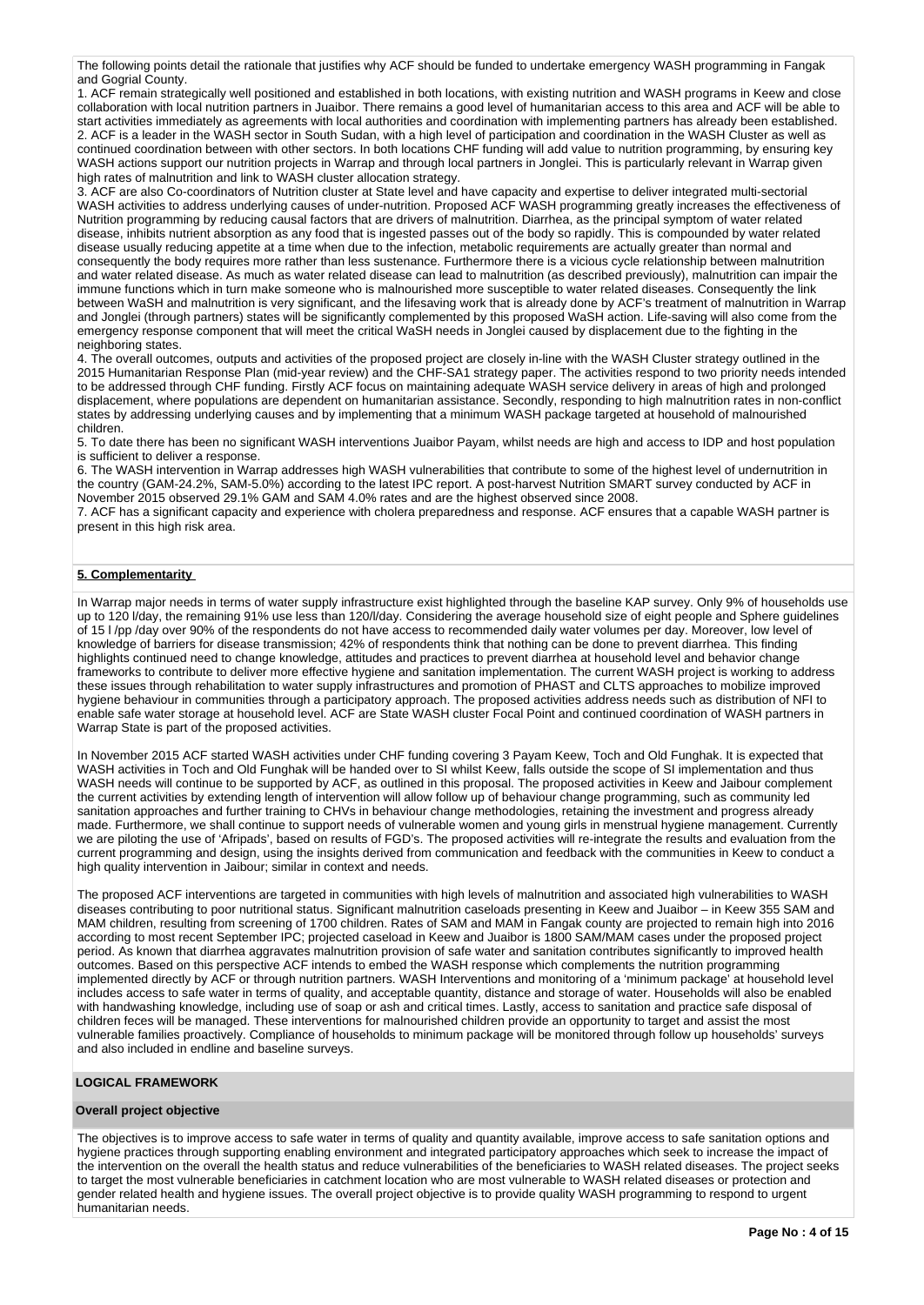The following points detail the rationale that justifies why ACF should be funded to undertake emergency WASH programming in Fangak and Gogrial County.

1. ACF remain strategically well positioned and established in both locations, with existing nutrition and WASH programs in Keew and close collaboration with local nutrition partners in Juaibor. There remains a good level of humanitarian access to this area and ACF will be able to start activities immediately as agreements with local authorities and coordination with implementing partners has already been established.
2. ACF is a leader in the WASH sector in South Sudan, with a high level of participation and coordination in the WASH Cluster as well as continued coordination between with other sectors. In both locations CHF funding will add value to nutrition programming, by ensuring key WASH actions support our nutrition projects in Warrap and through local partners in Jonglei. This is particularly relevant in Warrap given high rates of malnutrition and link to WASH cluster allocation strategy.
3. ACF are also Co-coordinators of Nutrition cluster at State level and have capacity and expertise to deliver integrated multi-sectorial WASH activities to address underlying causes of under-nutrition. Proposed ACF WASH programming greatly increases the effectiveness of Nutrition programming by reducing causal factors that are drivers of malnutrition. Diarrhea, as the principal symptom of water related disease, inhibits nutrient absorption as any food that is ingested passes out of the body so rapidly. This is compounded by water related disease usually reducing appetite at a time when due to the infection, metabolic requirements are actually greater than normal and consequently the body requires more rather than less sustenance. Furthermore there is a vicious cycle relationship between malnutrition and water related disease. As much as water related disease can lead to malnutrition (as described previously), malnutrition can impair the immune functions which in turn make someone who is malnourished more susceptible to water related diseases. Consequently the link between WaSH and malnutrition is very significant, and the lifesaving work that is already done by ACF's treatment of malnutrition in Warrap and Jonglei (through partners) states will be significantly complemented by this proposed WaSH action. Life-saving will also come from the emergency response component that will meet the critical WaSH needs in Jonglei caused by displacement due to the fighting in the neighboring states.
4. The overall outcomes, outputs and activities of the proposed project are closely in-line with the WASH Cluster strategy outlined in the 2015 Humanitarian Response Plan (mid-year review) and the CHF-SA1 strategy paper. The activities respond to two priority needs intended to be addressed through CHF funding. Firstly ACF focus on maintaining adequate WASH service delivery in areas of high and prolonged displacement, where populations are dependent on humanitarian assistance. Secondly, responding to high malnutrition rates in non-conflict states by addressing underlying causes and by implementing that a minimum WASH package targeted at household of malnourished children.
5. To date there has been no significant WASH interventions Juaibor Payam, whilst needs are high and access to IDP and host population is sufficient to deliver a response.
6. The WASH intervention in Warrap addresses high WASH vulnerabilities that contribute to some of the highest level of undernutrition in the country (GAM-24.2%, SAM-5.0%) according to the latest IPC report. A post-harvest Nutrition SMART survey conducted by ACF in November 2015 observed 29.1% GAM and SAM 4.0% rates and are the highest observed since 2008.
7. ACF has a significant capacity and experience with cholera preparedness and response. ACF ensures that a capable WASH partner is present in this high risk area.

## 5. Complementarity

In Warrap major needs in terms of water supply infrastructure exist highlighted through the baseline KAP survey. Only 9% of households use up to 120 l/day, the remaining 91% use less than 120/l/day. Considering the average household size of eight people and Sphere guidelines of 15 l /pp /day over 90% of the respondents do not have access to recommended daily water volumes per day. Moreover, low level of knowledge of barriers for disease transmission; 42% of respondents think that nothing can be done to prevent diarrhea. This finding highlights continued need to change knowledge, attitudes and practices to prevent diarrhea at household level and behavior change frameworks to contribute to deliver more effective hygiene and sanitation implementation. The current WASH project is working to address these issues through rehabilitation to water supply infrastructures and promotion of PHAST and CLTS approaches to mobilize improved hygiene behaviour in communities through a participatory approach. The proposed activities address needs such as distribution of NFI to enable safe water storage at household level. ACF are State WASH cluster Focal Point and continued coordination of WASH partners in Warrap State is part of the proposed activities.

In November 2015 ACF started WASH activities under CHF funding covering 3 Payam Keew, Toch and Old Funghak. It is expected that WASH activities in Toch and Old Funghak will be handed over to SI whilst Keew, falls outside the scope of SI implementation and thus WASH needs will continue to be supported by ACF, as outlined in this proposal. The proposed activities in Keew and Jaibour complement the current activities by extending length of intervention will allow follow up of behaviour change programming, such as community led sanitation approaches and further training to CHVs in behaviour change methodologies, retaining the investment and progress already made. Furthermore, we shall continue to support needs of vulnerable women and young girls in menstrual hygiene management. Currently we are piloting the use of 'Afripads', based on results of FGD's. The proposed activities will re-integrate the results and evaluation from the current programming and design, using the insights derived from communication and feedback with the communities in Keew to conduct a high quality intervention in Jaibour; similar in context and needs.

The proposed ACF interventions are targeted in communities with high levels of malnutrition and associated high vulnerabilities to WASH diseases contributing to poor nutritional status. Significant malnutrition caseloads presenting in Keew and Juaibor – in Keew 355 SAM and MAM children, resulting from screening of 1700 children. Rates of SAM and MAM in Fangak county are projected to remain high into 2016 according to most recent September IPC; projected caseload in Keew and Juaibor is 1800 SAM/MAM cases under the proposed project period. As known that diarrhea aggravates malnutrition provision of safe water and sanitation contributes significantly to improved health outcomes. Based on this perspective ACF intends to embed the WASH response which complements the nutrition programming implemented directly by ACF or through nutrition partners. WASH Interventions and monitoring of a 'minimum package' at household level includes access to safe water in terms of quality, and acceptable quantity, distance and storage of water. Households will also be enabled with handwashing knowledge, including use of soap or ash and critical times. Lastly, access to sanitation and practice safe disposal of children feces will be managed. These interventions for malnourished children provide an opportunity to target and assist the most vulnerable families proactively. Compliance of households to minimum package will be monitored through follow up households' surveys and also included in endline and baseline surveys.

## LOGICAL FRAMEWORK

### Overall project objective

The objectives is to improve access to safe water in terms of quality and quantity available, improve access to safe sanitation options and hygiene practices through supporting enabling environment and integrated participatory approaches which seek to increase the impact of the intervention on the overall the health status and reduce vulnerabilities of the beneficiaries to WASH related diseases. The project seeks to target the most vulnerable beneficiaries in catchment location who are most vulnerable to WASH related diseases or protection and gender related health and hygiene issues. The overall project objective is to provide quality WASH programming to respond to urgent humanitarian needs.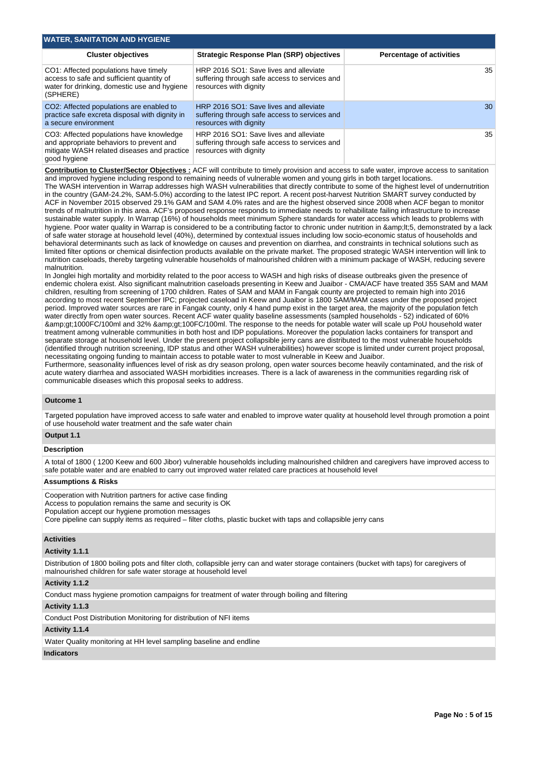## WATER, SANITATION AND HYGIENE

| Cluster objectives | Strategic Response Plan (SRP) objectives | Percentage of activities |
|---|---|---|
| CO1: Affected populations have timely access to safe and sufficient quantity of water for drinking, domestic use and hygiene (SPHERE) | HRP 2016 SO1: Save lives and alleviate suffering through safe access to services and resources with dignity | 35 |
| CO2: Affected populations are enabled to practice safe excreta disposal with dignity in a secure environment | HRP 2016 SO1: Save lives and alleviate suffering through safe access to services and resources with dignity | 30 |
| CO3: Affected populations have knowledge and appropriate behaviors to prevent and mitigate WASH related diseases and practice good hygiene | HRP 2016 SO1: Save lives and alleviate suffering through safe access to services and resources with dignity | 35 |

**Contribution to Cluster/Sector Objectives :** ACF will contribute to timely provision and access to safe water, improve access to sanitation and improved hygiene including respond to remaining needs of vulnerable women and young girls in both target locations.
The WASH intervention in Warrap addresses high WASH vulnerabilities that directly contribute to some of the highest level of undernutrition in the country (GAM-24.2%, SAM-5.0%) according to the latest IPC report. A recent post-harvest Nutrition SMART survey conducted by ACF in November 2015 observed 29.1% GAM and SAM 4.0% rates and are the highest observed since 2008 when ACF began to monitor trends of malnutrition in this area. ACF's proposed response responds to immediate needs to rehabilitate failing infrastructure to increase sustainable water supply. In Warrap (16%) of households meet minimum Sphere standards for water access which leads to problems with hygiene. Poor water quality in Warrap is considered to be a contributing factor to chronic under nutrition in &amp;lt;5, demonstrated by a lack of safe water storage at household level (40%), determined by contextual issues including low socio-economic status of households and behavioral determinants such as lack of knowledge on causes and prevention on diarrhea, and constraints in technical solutions such as limited filter options or chemical disinfection products available on the private market. The proposed strategic WASH intervention will link to nutrition caseloads, thereby targeting vulnerable households of malnourished children with a minimum package of WASH, reducing severe malnutrition.
In Jonglei high mortality and morbidity related to the poor access to WASH and high risks of disease outbreaks given the presence of endemic cholera exist. Also significant malnutrition caseloads presenting in Keew and Juaibor - CMA/ACF have treated 355 SAM and MAM children, resulting from screening of 1700 children. Rates of SAM and MAM in Fangak county are projected to remain high into 2016 according to most recent September IPC; projected caseload in Keew and Juaibor is 1800 SAM/MAM cases under the proposed project period. Improved water sources are rare in Fangak county, only 4 hand pump exist in the target area, the majority of the population fetch water directly from open water sources. Recent ACF water quality baseline assessments (sampled households - 52) indicated of 60% &amp;gt;1000FC/100ml and 32% &amp;gt;100FC/100ml. The response to the needs for potable water will scale up PoU household water treatment among vulnerable communities in both host and IDP populations. Moreover the population lacks containers for transport and separate storage at household level. Under the present project collapsible jerry cans are distributed to the most vulnerable households (identified through nutrition screening, IDP status and other WASH vulnerabilities) however scope is limited under current project proposal, necessitating ongoing funding to maintain access to potable water to most vulnerable in Keew and Juaibor.
Furthermore, seasonality influences level of risk as dry season prolong, open water sources become heavily contaminated, and the risk of acute watery diarrhea and associated WASH morbidities increases. There is a lack of awareness in the communities regarding risk of communicable diseases which this proposal seeks to address.

### Outcome 1

Targeted population have improved access to safe water and enabled to improve water quality at household level through promotion a point of use household water treatment and the safe water chain

### Output 1.1

#### Description

A total of 1800 ( 1200 Keew and 600 Jibor) vulnerable households including malnourished children and caregivers have improved access to safe potable water and are enabled to carry out improved water related care practices at household level

#### Assumptions & Risks

Cooperation with Nutrition partners for active case finding
Access to population remains the same and security is OK
Population accept our hygiene promotion messages
Core pipeline can supply items as required – filter cloths, plastic bucket with taps and collapsible jerry cans

#### Activities

**Activity 1.1.1**

Distribution of 1800 boiling pots and filter cloth, collapsible jerry can and water storage containers (bucket with taps) for caregivers of malnourished children for safe water storage at household level

**Activity 1.1.2**

Conduct mass hygiene promotion campaigns for treatment of water through boiling and filtering

**Activity 1.1.3**

Conduct Post Distribution Monitoring for distribution of NFI items

**Activity 1.1.4**

Water Quality monitoring at HH level sampling baseline and endline

#### Indicators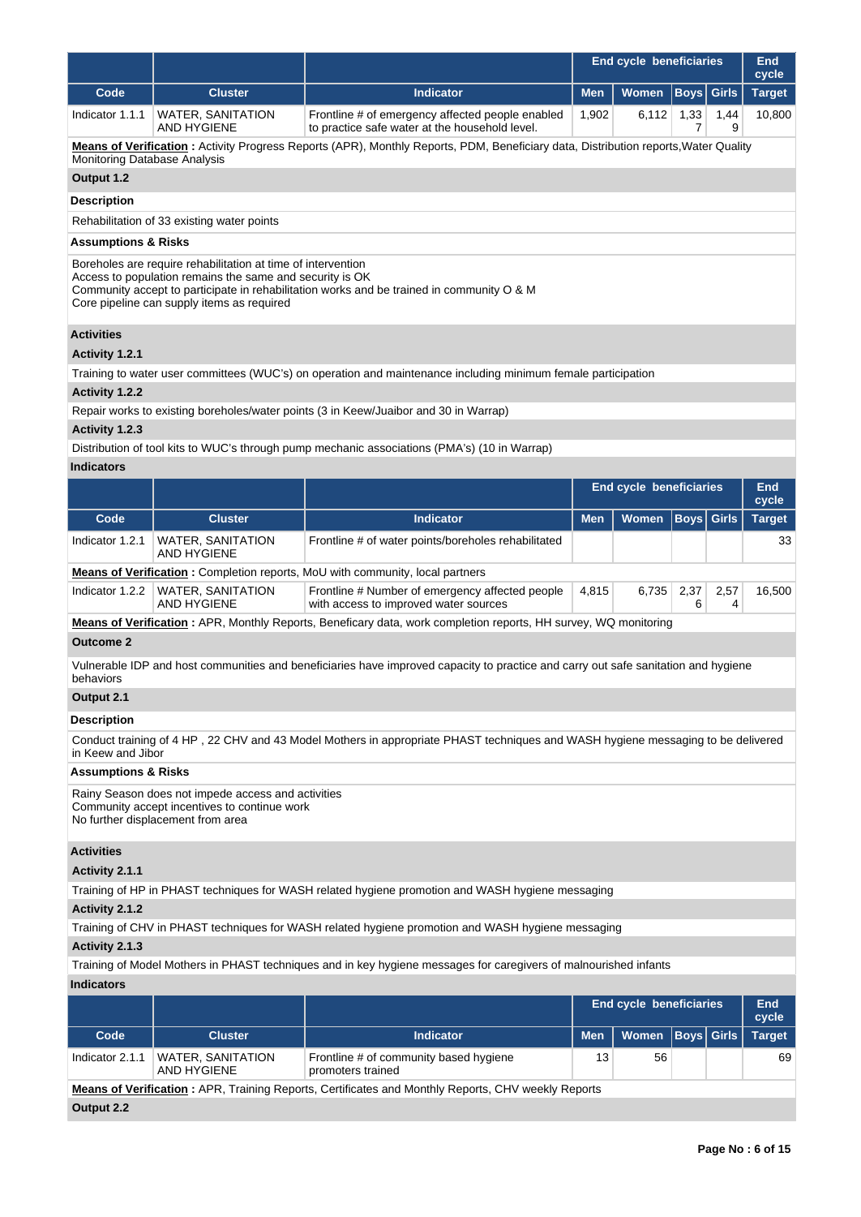| | | | End cycle beneficiaries | | | | End cycle |
|---|---|---|---|---|---|---|---|
| **Code** | **Cluster** | **Indicator** | **Men** | **Women** | **Boys** | **Girls** | **Target** |
| Indicator 1.1.1 | WATER, SANITATION AND HYGIENE | Frontline # of emergency affected people enabled to practice safe water at the household level. | 1,902 | 6,112 | 1,337 | 1,449 | 10,800 |

**Means of Verification :** Activity Progress Reports (APR), Monthly Reports, PDM, Beneficiary data, Distribution reports,Water Quality Monitoring Database Analysis

**Output 1.2**

**Description**

Rehabilitation of 33 existing water points

**Assumptions & Risks**

Boreholes are require rehabilitation at time of intervention
Access to population remains the same and security is OK
Community accept to participate in rehabilitation works and be trained in community O & M
Core pipeline can supply items as required

**Activities**

**Activity 1.2.1**

Training to water user committees (WUC's) on operation and maintenance including minimum female participation

**Activity 1.2.2**

Repair works to existing boreholes/water points (3 in Keew/Juaibor and 30 in Warrap)

**Activity 1.2.3**

Distribution of tool kits to WUC's through pump mechanic associations (PMA's) (10 in Warrap)

**Indicators**

| | | | End cycle beneficiaries | | | | End cycle |
|---|---|---|---|---|---|---|---|
| **Code** | **Cluster** | **Indicator** | **Men** | **Women** | **Boys** | **Girls** | **Target** |
| Indicator 1.2.1 | WATER, SANITATION AND HYGIENE | Frontline # of water points/boreholes rehabilitated | | | | | 33 |

**Means of Verification :** Completion reports, MoU with community, local partners

| | | | | | | | |
|---|---|---|---|---|---|---|---|
| Indicator 1.2.2 | WATER, SANITATION AND HYGIENE | Frontline # Number of emergency affected people with access to improved water sources | 4,815 | 6,735 | 2,376 | 2,574 | 16,500 |

**Means of Verification :** APR, Monthly Reports, Benefecary data, work completion reports, HH survey, WQ monitoring

**Outcome 2**

Vulnerable IDP and host communities and beneficiaries have improved capacity to practice and carry out safe sanitation and hygiene behaviors

**Output 2.1**

**Description**

Conduct training of 4 HP , 22 CHV and 43 Model Mothers in appropriate PHAST techniques and WASH hygiene messaging to be delivered in Keew and Jibor

**Assumptions & Risks**

Rainy Season does not impede access and activities
Community accept incentives to continue work
No further displacement from area

**Activities**

**Activity 2.1.1**

Training of HP in PHAST techniques for WASH related hygiene promotion and WASH hygiene messaging

**Activity 2.1.2**

Training of CHV in PHAST techniques for WASH related hygiene promotion and WASH hygiene messaging

**Activity 2.1.3**

Training of Model Mothers in PHAST techniques and in key hygiene messages for caregivers of malnourished infants

**Indicators**

| | | | End cycle beneficiaries | | | | End cycle |
|---|---|---|---|---|---|---|---|
| **Code** | **Cluster** | **Indicator** | **Men** | **Women** | **Boys** | **Girls** | **Target** |
| Indicator 2.1.1 | WATER, SANITATION AND HYGIENE | Frontline # of community based hygiene promoters trained | 13 | 56 | | | 69 |

**Means of Verification :** APR, Training Reports, Certificates and Monthly Reports, CHV weekly Reports

**Output 2.2**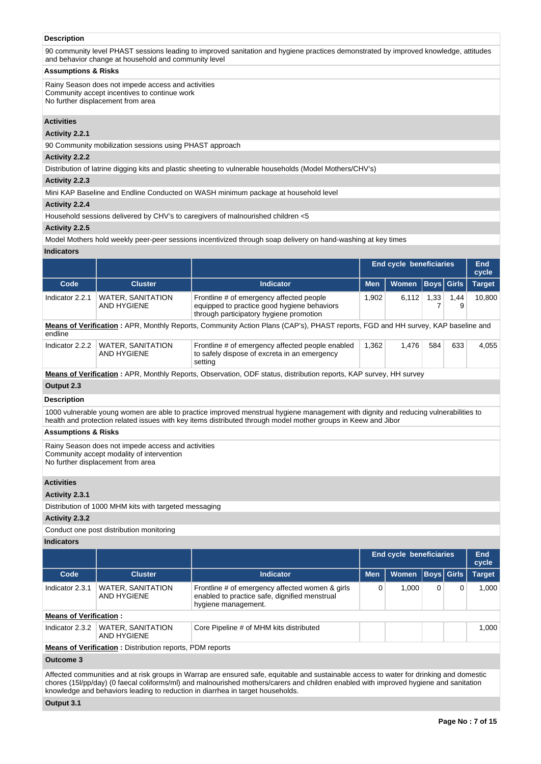**Description**

90 community level PHAST sessions leading to improved sanitation and hygiene practices demonstrated by improved knowledge, attitudes and behavior change at household and community level

**Assumptions & Risks**

Rainy Season does not impede access and activities
Community accept incentives to continue work
No further displacement from area

**Activities**

**Activity 2.2.1**

90 Community mobilization sessions using PHAST approach

**Activity 2.2.2**

Distribution of latrine digging kits and plastic sheeting to vulnerable households (Model Mothers/CHV's)

**Activity 2.2.3**

Mini KAP Baseline and Endline Conducted on WASH minimum package at household level

**Activity 2.2.4**

Household sessions delivered by CHV's to caregivers of malnourished children <5

**Activity 2.2.5**

Model Mothers hold weekly peer-peer sessions incentivized through soap delivery on hand-washing at key times

**Indicators**

| | | | End cycle beneficiaries | | | | End cycle |
|---|---|---|---|---|---|---|---|
| Code | Cluster | Indicator | Men | Women | Boys | Girls | Target |
| Indicator 2.2.1 | WATER, SANITATION AND HYGIENE | Frontline # of emergency affected people equipped to practice good hygiene behaviors through participatory hygiene promotion | 1,902 | 6,112 | 1,337 | 1,449 | 10,800 |

**Means of Verification :** APR, Monthly Reports, Community Action Plans (CAP's), PHAST reports, FGD and HH survey, KAP baseline and endline

| Code | Cluster | Indicator | Men | Women | Boys | Girls | Target |
|---|---|---|---|---|---|---|---|
| Indicator 2.2.2 | WATER, SANITATION AND HYGIENE | Frontline # of emergency affected people enabled to safely dispose of excreta in an emergency setting | 1,362 | 1,476 | 584 | 633 | 4,055 |

**Means of Verification :** APR, Monthly Reports, Observation, ODF status, distribution reports, KAP survey, HH survey

**Output 2.3**

**Description**

1000 vulnerable young women are able to practice improved menstrual hygiene management with dignity and reducing vulnerabilities to health and protection related issues with key items distributed through model mother groups in Keew and Jibor

**Assumptions & Risks**

Rainy Season does not impede access and activities
Community accept modality of intervention
No further displacement from area

**Activities**

**Activity 2.3.1**

Distribution of 1000 MHM kits with targeted messaging

**Activity 2.3.2**

Conduct one post distribution monitoring

**Indicators**

| | | | End cycle beneficiaries | | | | End cycle |
|---|---|---|---|---|---|---|---|
| Code | Cluster | Indicator | Men | Women | Boys | Girls | Target |
| Indicator 2.3.1 | WATER, SANITATION AND HYGIENE | Frontline # of emergency affected women & girls enabled to practice safe, dignified menstrual hygiene management. | 0 | 1,000 | 0 | 0 | 1,000 |

**Means of Verification :**

| Code | Cluster | Indicator | Men | Women | Boys | Girls | Target |
|---|---|---|---|---|---|---|---|
| Indicator 2.3.2 | WATER, SANITATION AND HYGIENE | Core Pipeline # of MHM kits distributed | | | | | 1,000 |

**Means of Verification :** Distribution reports, PDM reports

**Outcome 3**

Affected communities and at risk groups in Warrap are ensured safe, equitable and sustainable access to water for drinking and domestic chores (15l/pp/day) (0 faecal coliforms/ml) and malnourished mothers/carers and children enabled with improved hygiene and sanitation knowledge and behaviors leading to reduction in diarrhea in target households.

**Output 3.1**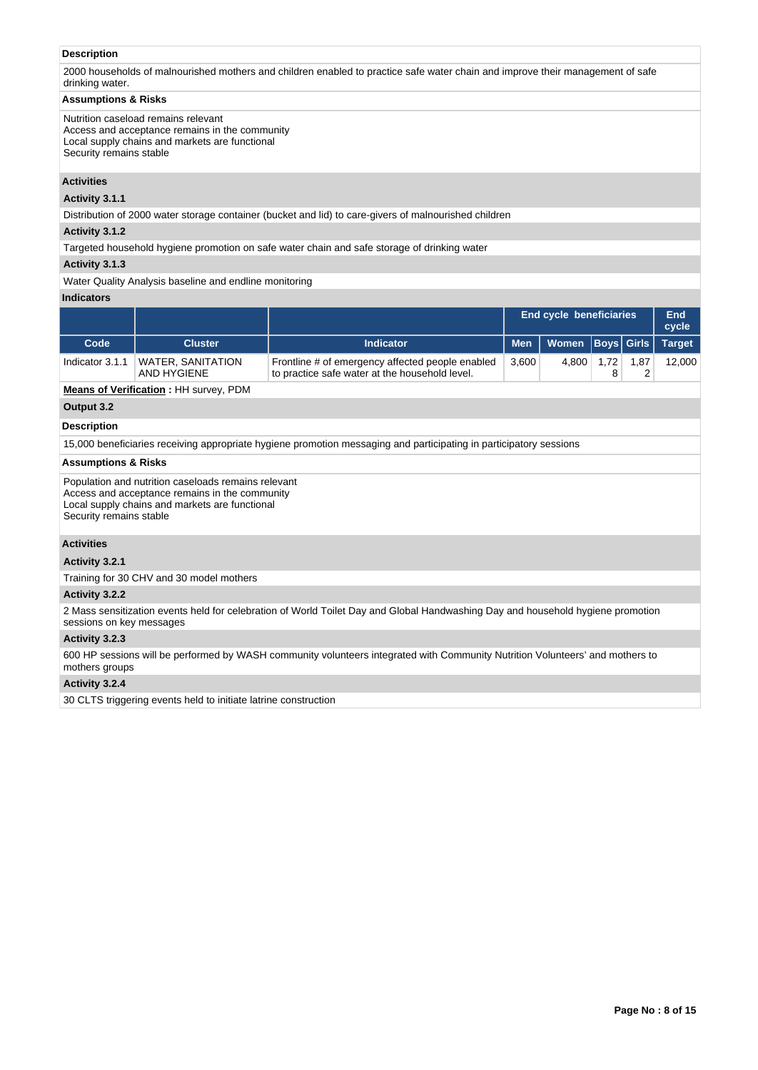**Description**

2000 households of malnourished mothers and children enabled to practice safe water chain and improve their management of safe drinking water.

**Assumptions & Risks**

Nutrition caseload remains relevant
Access and acceptance remains in the community
Local supply chains and markets are functional
Security remains stable

**Activities**

**Activity 3.1.1**

Distribution of 2000 water storage container (bucket and lid) to care-givers of malnourished children

**Activity 3.1.2**

Targeted household hygiene promotion on safe water chain and safe storage of drinking water

**Activity 3.1.3**

Water Quality Analysis baseline and endline monitoring

**Indicators**

| | | | End cycle beneficiaries | | | | End cycle |
|---|---|---|---|---|---|---|---|
| Code | Cluster | Indicator | Men | Women | Boys | Girls | Target |
| Indicator 3.1.1 | WATER, SANITATION AND HYGIENE | Frontline # of emergency affected people enabled to practice safe water at the household level. | 3,600 | 4,800 | 1,728 | 1,872 | 12,000 |

**Means of Verification :** HH survey, PDM

**Output 3.2**

**Description**

15,000 beneficiaries receiving appropriate hygiene promotion messaging and participating in participatory sessions

**Assumptions & Risks**

Population and nutrition caseloads remains relevant
Access and acceptance remains in the community
Local supply chains and markets are functional
Security remains stable

**Activities**

**Activity 3.2.1**

Training for 30 CHV and 30 model mothers

**Activity 3.2.2**

2 Mass sensitization events held for celebration of World Toilet Day and Global Handwashing Day and household hygiene promotion sessions on key messages

**Activity 3.2.3**

600 HP sessions will be performed by WASH community volunteers integrated with Community Nutrition Volunteers' and mothers to mothers groups

**Activity 3.2.4**

30 CLTS triggering events held to initiate latrine construction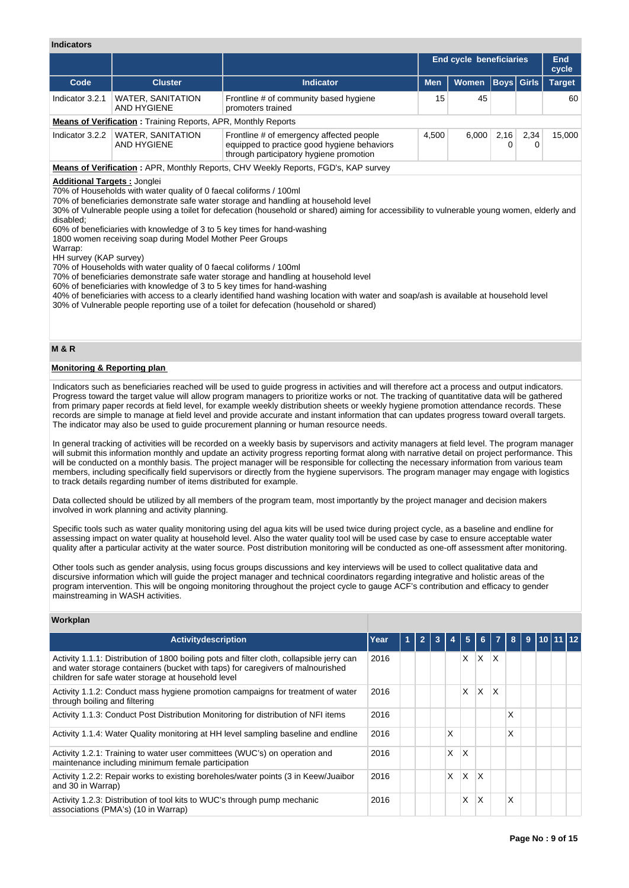## Indicators

| | | | End cycle beneficiaries | | | | End cycle |
|---|---|---|---|---|---|---|---|
| **Code** | **Cluster** | **Indicator** | **Men** | **Women** | **Boys** | **Girls** | **Target** |
| Indicator 3.2.1 | WATER, SANITATION AND HYGIENE | Frontline # of community based hygiene promoters trained | 15 | 45 | | | 60 |

**Means of Verification :** Training Reports, APR, Monthly Reports

| Code | Cluster | Indicator | Men | Women | Boys | Girls | Target |
|---|---|---|---|---|---|---|---|
| Indicator 3.2.2 | WATER, SANITATION AND HYGIENE | Frontline # of emergency affected people equipped to practice good hygiene behaviors through participatory hygiene promotion | 4,500 | 6,000 | 2,160 | 2,340 | 15,000 |

**Means of Verification :** APR, Monthly Reports, CHV Weekly Reports, FGD's, KAP survey

**Additional Targets :** Jonglei
70% of Households with water quality of 0 faecal coliforms / 100ml
70% of beneficiaries demonstrate safe water storage and handling at household level
30% of Vulnerable people using a toilet for defecation (household or shared) aiming for accessibility to vulnerable young women, elderly and disabled;
60% of beneficiaries with knowledge of 3 to 5 key times for hand-washing
1800 women receiving soap during Model Mother Peer Groups
Warrap:
HH survey (KAP survey)
70% of Households with water quality of 0 faecal coliforms / 100ml
70% of beneficiaries demonstrate safe water storage and handling at household level
60% of beneficiaries with knowledge of 3 to 5 key times for hand-washing
40% of beneficiaries with access to a clearly identified hand washing location with water and soap/ash is available at household level
30% of Vulnerable people reporting use of a toilet for defecation (household or shared)

## M & R

**Monitoring & Reporting plan**

Indicators such as beneficiaries reached will be used to guide progress in activities and will therefore act a process and output indicators. Progress toward the target value will allow program managers to prioritize works or not. The tracking of quantitative data will be gathered from primary paper records at field level, for example weekly distribution sheets or weekly hygiene promotion attendance records. These records are simple to manage at field level and provide accurate and instant information that can updates progress toward overall targets. The indicator may also be used to guide procurement planning or human resource needs.

In general tracking of activities will be recorded on a weekly basis by supervisors and activity managers at field level. The program manager will submit this information monthly and update an activity progress reporting format along with narrative detail on project performance. This will be conducted on a monthly basis. The project manager will be responsible for collecting the necessary information from various team members, including specifically field supervisors or directly from the hygiene supervisors. The program manager may engage with logistics to track details regarding number of items distributed for example.

Data collected should be utilized by all members of the program team, most importantly by the project manager and decision makers involved in work planning and activity planning.

Specific tools such as water quality monitoring using del agua kits will be used twice during project cycle, as a baseline and endline for assessing impact on water quality at household level. Also the water quality tool will be used case by case to ensure acceptable water quality after a particular activity at the water source. Post distribution monitoring will be conducted as one-off assessment after monitoring.

Other tools such as gender analysis, using focus groups discussions and key interviews will be used to collect qualitative data and discursive information which will guide the project manager and technical coordinators regarding integrative and holistic areas of the program intervention. This will be ongoing monitoring throughout the project cycle to gauge ACF's contribution and efficacy to gender mainstreaming in WASH activities.

## Workplan

| Activitydescription | Year | 1 | 2 | 3 | 4 | 5 | 6 | 7 | 8 | 9 | 10 | 11 | 12 |
|---|---|---|---|---|---|---|---|---|---|---|---|---|---|
| Activity 1.1.1: Distribution of 1800 boiling pots and filter cloth, collapsible jerry can and water storage containers (bucket with taps) for caregivers of malnourished children for safe water storage at household level | 2016 | | | | | X | X | X | | | | | |
| Activity 1.1.2: Conduct mass hygiene promotion campaigns for treatment of water through boiling and filtering | 2016 | | | | | X | X | X | | | | | |
| Activity 1.1.3: Conduct Post Distribution Monitoring for distribution of NFI items | 2016 | | | | | | | | X | | | | |
| Activity 1.1.4: Water Quality monitoring at HH level sampling baseline and endline | 2016 | | | | X | | | | X | | | | |
| Activity 1.2.1: Training to water user committees (WUC's) on operation and maintenance including minimum female participation | 2016 | | | | X | X | | | | | | | |
| Activity 1.2.2: Repair works to existing boreholes/water points (3 in Keew/Juaibor and 30 in Warrap) | 2016 | | | | X | X | X | | | | | | |
| Activity 1.2.3: Distribution of tool kits to WUC's through pump mechanic associations (PMA's) (10 in Warrap) | 2016 | | | | | X | X | | X | | | | |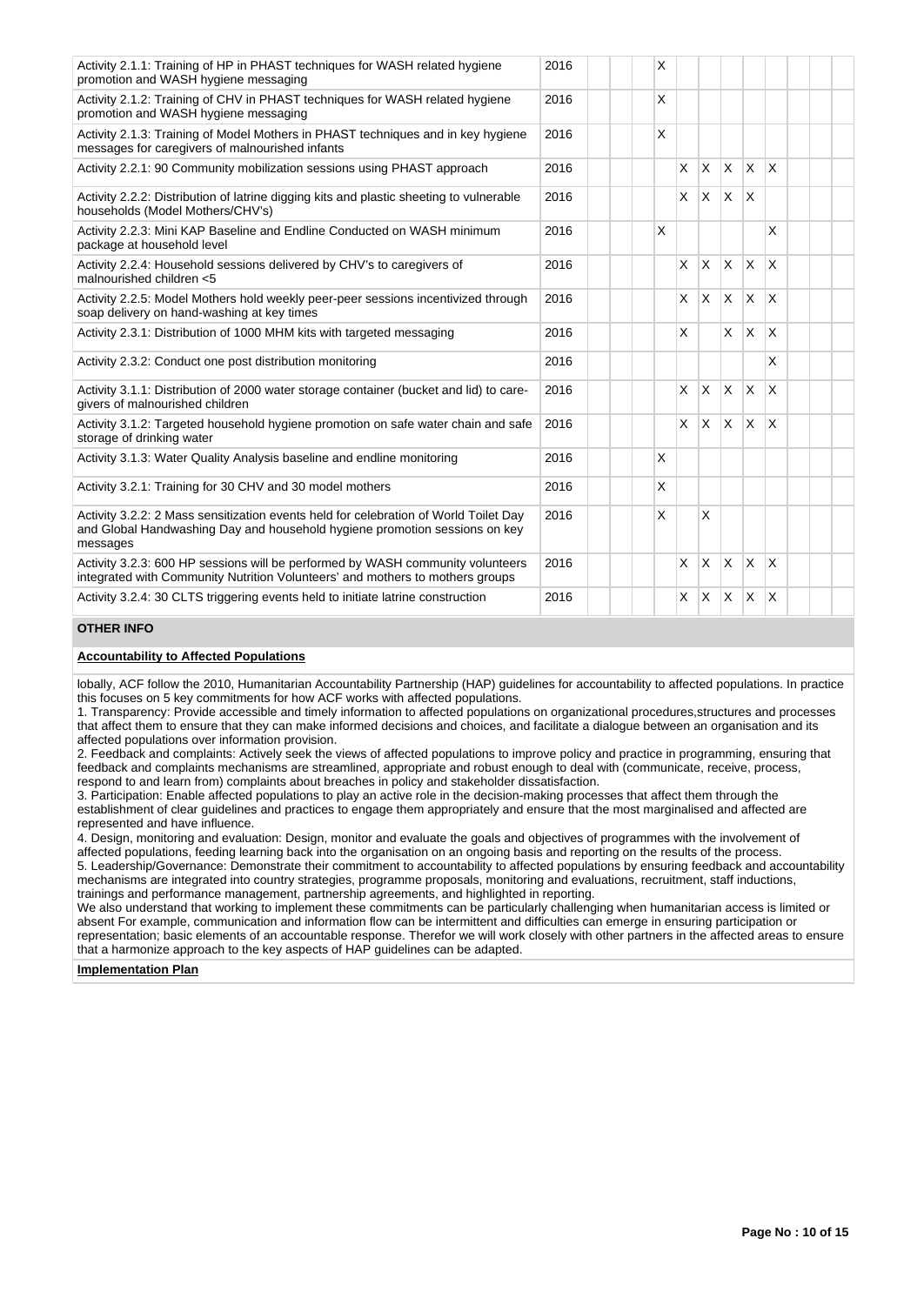| | | | | | | | | | | | | | |
|---|---|---|---|---|---|---|---|---|---|---|---|---|---|
| Activity 2.1.1: Training of HP in PHAST techniques for WASH related hygiene promotion and WASH hygiene messaging | 2016 | | | | X | | | | | | | | |
| Activity 2.1.2: Training of CHV in PHAST techniques for WASH related hygiene promotion and WASH hygiene messaging | 2016 | | | | X | | | | | | | | |
| Activity 2.1.3: Training of Model Mothers in PHAST techniques and in key hygiene messages for caregivers of malnourished infants | 2016 | | | | X | | | | | | | | |
| Activity 2.2.1: 90 Community mobilization sessions using PHAST approach | 2016 | | | | | X | X | X | X | X | | | |
| Activity 2.2.2: Distribution of latrine digging kits and plastic sheeting to vulnerable households (Model Mothers/CHV's) | 2016 | | | | | X | X | X | X | | | | |
| Activity 2.2.3: Mini KAP Baseline and Endline Conducted on WASH minimum package at household level | 2016 | | | | X | | | | | X | | | |
| Activity 2.2.4: Household sessions delivered by CHV's to caregivers of malnourished children <5 | 2016 | | | | | X | X | X | X | X | | | |
| Activity 2.2.5: Model Mothers hold weekly peer-peer sessions incentivized through soap delivery on hand-washing at key times | 2016 | | | | | X | X | X | X | X | | | |
| Activity 2.3.1: Distribution of 1000 MHM kits with targeted messaging | 2016 | | | | | X | | X | X | X | | | |
| Activity 2.3.2: Conduct one post distribution monitoring | 2016 | | | | | | | | | X | | | |
| Activity 3.1.1: Distribution of 2000 water storage container (bucket and lid) to care-givers of malnourished children | 2016 | | | | | X | X | X | X | X | | | |
| Activity 3.1.2: Targeted household hygiene promotion on safe water chain and safe storage of drinking water | 2016 | | | | | X | X | X | X | X | | | |
| Activity 3.1.3: Water Quality Analysis baseline and endline monitoring | 2016 | | | | X | | | | | | | | |
| Activity 3.2.1: Training for 30 CHV and 30 model mothers | 2016 | | | | X | | | | | | | | |
| Activity 3.2.2: 2 Mass sensitization events held for celebration of World Toilet Day and Global Handwashing Day and household hygiene promotion sessions on key messages | 2016 | | | | X | | X | | | | | | |
| Activity 3.2.3: 600 HP sessions will be performed by WASH community volunteers integrated with Community Nutrition Volunteers' and mothers to mothers groups | 2016 | | | | | X | X | X | X | X | | | |
| Activity 3.2.4: 30 CLTS triggering events held to initiate latrine construction | 2016 | | | | | X | X | X | X | X | | | |

## OTHER INFO

**Accountability to Affected Populations**

lobally, ACF follow the 2010, Humanitarian Accountability Partnership (HAP) guidelines for accountability to affected populations. In practice this focuses on 5 key commitments for how ACF works with affected populations.

1. Transparency: Provide accessible and timely information to affected populations on organizational procedures,structures and processes that affect them to ensure that they can make informed decisions and choices, and facilitate a dialogue between an organisation and its affected populations over information provision.
2. Feedback and complaints: Actively seek the views of affected populations to improve policy and practice in programming, ensuring that feedback and complaints mechanisms are streamlined, appropriate and robust enough to deal with (communicate, receive, process, respond to and learn from) complaints about breaches in policy and stakeholder dissatisfaction.
3. Participation: Enable affected populations to play an active role in the decision-making processes that affect them through the establishment of clear guidelines and practices to engage them appropriately and ensure that the most marginalised and affected are represented and have influence.
4. Design, monitoring and evaluation: Design, monitor and evaluate the goals and objectives of programmes with the involvement of affected populations, feeding learning back into the organisation on an ongoing basis and reporting on the results of the process.
5. Leadership/Governance: Demonstrate their commitment to accountability to affected populations by ensuring feedback and accountability mechanisms are integrated into country strategies, programme proposals, monitoring and evaluations, recruitment, staff inductions, trainings and performance management, partnership agreements, and highlighted in reporting.

We also understand that working to implement these commitments can be particularly challenging when humanitarian access is limited or absent For example, communication and information flow can be intermittent and difficulties can emerge in ensuring participation or representation; basic elements of an accountable response. Therefor we will work closely with other partners in the affected areas to ensure that a harmonize approach to the key aspects of HAP guidelines can be adapted.

**Implementation Plan**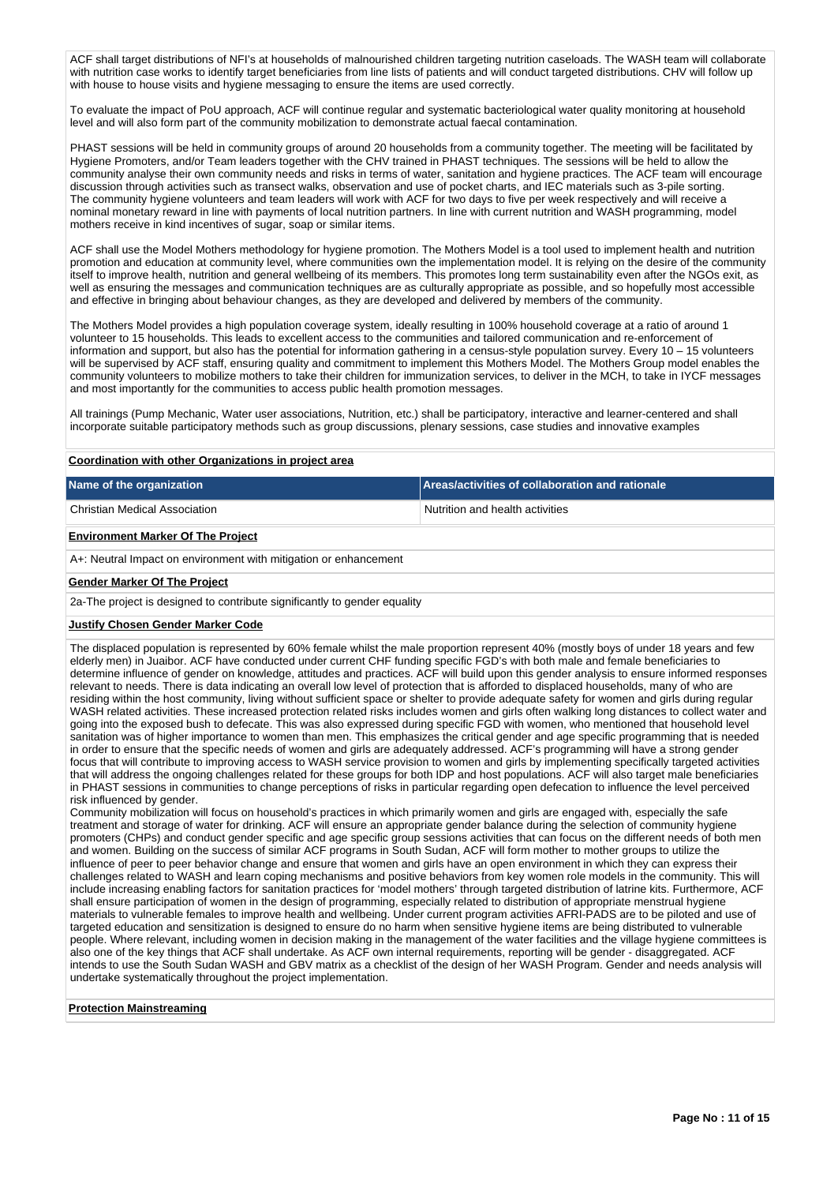ACF shall target distributions of NFI's at households of malnourished children targeting nutrition caseloads. The WASH team will collaborate with nutrition case works to identify target beneficiaries from line lists of patients and will conduct targeted distributions. CHV will follow up with house to house visits and hygiene messaging to ensure the items are used correctly.

To evaluate the impact of PoU approach, ACF will continue regular and systematic bacteriological water quality monitoring at household level and will also form part of the community mobilization to demonstrate actual faecal contamination.

PHAST sessions will be held in community groups of around 20 households from a community together. The meeting will be facilitated by Hygiene Promoters, and/or Team leaders together with the CHV trained in PHAST techniques. The sessions will be held to allow the community analyse their own community needs and risks in terms of water, sanitation and hygiene practices. The ACF team will encourage discussion through activities such as transect walks, observation and use of pocket charts, and IEC materials such as 3-pile sorting. The community hygiene volunteers and team leaders will work with ACF for two days to five per week respectively and will receive a nominal monetary reward in line with payments of local nutrition partners. In line with current nutrition and WASH programming, model mothers receive in kind incentives of sugar, soap or similar items.

ACF shall use the Model Mothers methodology for hygiene promotion. The Mothers Model is a tool used to implement health and nutrition promotion and education at community level, where communities own the implementation model. It is relying on the desire of the community itself to improve health, nutrition and general wellbeing of its members. This promotes long term sustainability even after the NGOs exit, as well as ensuring the messages and communication techniques are as culturally appropriate as possible, and so hopefully most accessible and effective in bringing about behaviour changes, as they are developed and delivered by members of the community.

The Mothers Model provides a high population coverage system, ideally resulting in 100% household coverage at a ratio of around 1 volunteer to 15 households. This leads to excellent access to the communities and tailored communication and re-enforcement of information and support, but also has the potential for information gathering in a census-style population survey. Every 10 – 15 volunteers will be supervised by ACF staff, ensuring quality and commitment to implement this Mothers Model. The Mothers Group model enables the community volunteers to mobilize mothers to take their children for immunization services, to deliver in the MCH, to take in IYCF messages and most importantly for the communities to access public health promotion messages.

All trainings (Pump Mechanic, Water user associations, Nutrition, etc.) shall be participatory, interactive and learner-centered and shall incorporate suitable participatory methods such as group discussions, plenary sessions, case studies and innovative examples

**Coordination with other Organizations in project area**

| Name of the organization | Areas/activities of collaboration and rationale |
|---|---|
| Christian Medical Association | Nutrition and health activities |

**Environment Marker Of The Project**

A+: Neutral Impact on environment with mitigation or enhancement

**Gender Marker Of The Project**

2a-The project is designed to contribute significantly to gender equality

**Justify Chosen Gender Marker Code**

The displaced population is represented by 60% female whilst the male proportion represent 40% (mostly boys of under 18 years and few elderly men) in Juaibor. ACF have conducted under current CHF funding specific FGD's with both male and female beneficiaries to determine influence of gender on knowledge, attitudes and practices. ACF will build upon this gender analysis to ensure informed responses relevant to needs. There is data indicating an overall low level of protection that is afforded to displaced households, many of who are residing within the host community, living without sufficient space or shelter to provide adequate safety for women and girls during regular WASH related activities. These increased protection related risks includes women and girls often walking long distances to collect water and going into the exposed bush to defecate. This was also expressed during specific FGD with women, who mentioned that household level sanitation was of higher importance to women than men. This emphasizes the critical gender and age specific programming that is needed in order to ensure that the specific needs of women and girls are adequately addressed. ACF's programming will have a strong gender focus that will contribute to improving access to WASH service provision to women and girls by implementing specifically targeted activities that will address the ongoing challenges related for these groups for both IDP and host populations. ACF will also target male beneficiaries in PHAST sessions in communities to change perceptions of risks in particular regarding open defecation to influence the level perceived risk influenced by gender.
Community mobilization will focus on household's practices in which primarily women and girls are engaged with, especially the safe treatment and storage of water for drinking. ACF will ensure an appropriate gender balance during the selection of community hygiene promoters (CHPs) and conduct gender specific and age specific group sessions activities that can focus on the different needs of both men and women. Building on the success of similar ACF programs in South Sudan, ACF will form mother to mother groups to utilize the influence of peer to peer behavior change and ensure that women and girls have an open environment in which they can express their challenges related to WASH and learn coping mechanisms and positive behaviors from key women role models in the community. This will include increasing enabling factors for sanitation practices for 'model mothers' through targeted distribution of latrine kits. Furthermore, ACF shall ensure participation of women in the design of programming, especially related to distribution of appropriate menstrual hygiene materials to vulnerable females to improve health and wellbeing. Under current program activities AFRI-PADS are to be piloted and use of targeted education and sensitization is designed to ensure do no harm when sensitive hygiene items are being distributed to vulnerable people. Where relevant, including women in decision making in the management of the water facilities and the village hygiene committees is also one of the key things that ACF shall undertake. As ACF own internal requirements, reporting will be gender - disaggregated. ACF intends to use the South Sudan WASH and GBV matrix as a checklist of the design of her WASH Program. Gender and needs analysis will undertake systematically throughout the project implementation.

**Protection Mainstreaming**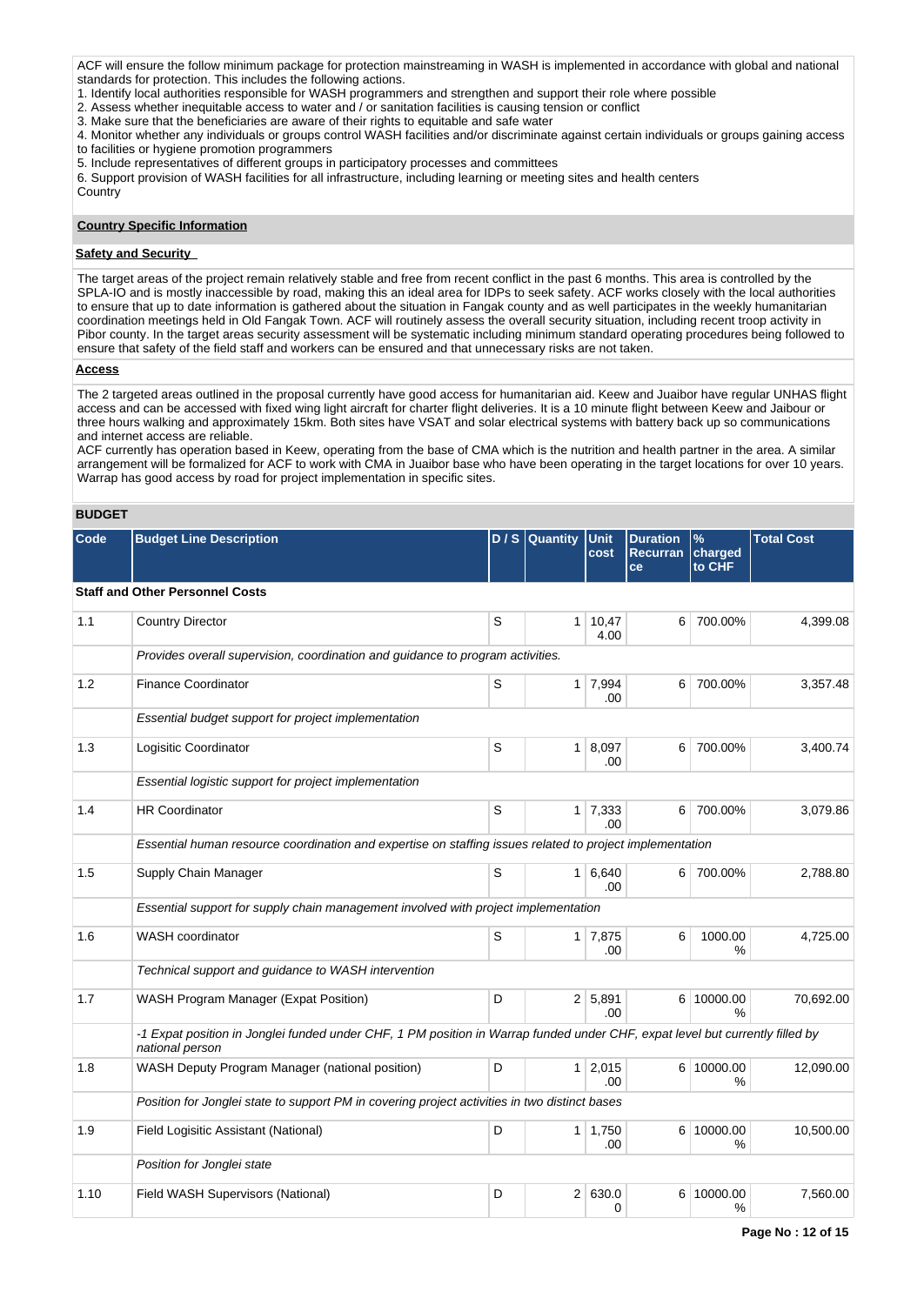ACF will ensure the follow minimum package for protection mainstreaming in WASH is implemented in accordance with global and national standards for protection. This includes the following actions.

1. Identify local authorities responsible for WASH programmers and strengthen and support their role where possible
2. Assess whether inequitable access to water and / or sanitation facilities is causing tension or conflict
3. Make sure that the beneficiaries are aware of their rights to equitable and safe water
4. Monitor whether any individuals or groups control WASH facilities and/or discriminate against certain individuals or groups gaining access to facilities or hygiene promotion programmers
5. Include representatives of different groups in participatory processes and committees
6. Support provision of WASH facilities for all infrastructure, including learning or meeting sites and health centers

Country

**Country Specific Information**

**Safety and Security**

The target areas of the project remain relatively stable and free from recent conflict in the past 6 months. This area is controlled by the SPLA-IO and is mostly inaccessible by road, making this an ideal area for IDPs to seek safety. ACF works closely with the local authorities to ensure that up to date information is gathered about the situation in Fangak county and as well participates in the weekly humanitarian coordination meetings held in Old Fangak Town. ACF will routinely assess the overall security situation, including recent troop activity in Pibor county. In the target areas security assessment will be systematic including minimum standard operating procedures being followed to ensure that safety of the field staff and workers can be ensured and that unnecessary risks are not taken.

**Access**

The 2 targeted areas outlined in the proposal currently have good access for humanitarian aid. Keew and Juaibor have regular UNHAS flight access and can be accessed with fixed wing light aircraft for charter flight deliveries. It is a 10 minute flight between Keew and Jaibour or three hours walking and approximately 15km. Both sites have VSAT and solar electrical systems with battery back up so communications and internet access are reliable.

ACF currently has operation based in Keew, operating from the base of CMA which is the nutrition and health partner in the area. A similar arrangement will be formalized for ACF to work with CMA in Juaibor base who have been operating in the target locations for over 10 years. Warrap has good access by road for project implementation in specific sites.

**BUDGET**

| Code | Budget Line Description | D / S | Quantity | Unit cost | Duration Recurrance | % charged to CHF | Total Cost |
|---|---|---|---|---|---|---|---|
| **Staff and Other Personnel Costs** | | | | | | | |
| 1.1 | Country Director | S | 1 | 10,474.00 | 6 | 700.00% | 4,399.08 |
| | *Provides overall supervision, coordination and guidance to program activities.* | | | | | | |
| 1.2 | Finance Coordinator | S | 1 | 7,994.00 | 6 | 700.00% | 3,357.48 |
| | *Essential budget support for project implementation* | | | | | | |
| 1.3 | Logisitic Coordinator | S | 1 | 8,097.00 | 6 | 700.00% | 3,400.74 |
| | *Essential logistic support for project implementation* | | | | | | |
| 1.4 | HR Coordinator | S | 1 | 7,333.00 | 6 | 700.00% | 3,079.86 |
| | *Essential human resource coordination and expertise on staffing issues related to project implementation* | | | | | | |
| 1.5 | Supply Chain Manager | S | 1 | 6,640.00 | 6 | 700.00% | 2,788.80 |
| | *Essential support for supply chain management involved with project implementation* | | | | | | |
| 1.6 | WASH coordinator | S | 1 | 7,875.00 | 6 | 1000.00% | 4,725.00 |
| | *Technical support and guidance to WASH intervention* | | | | | | |
| 1.7 | WASH Program Manager (Expat Position) | D | 2 | 5,891.00 | 6 | 10000.00% | 70,692.00 |
| | *-1 Expat position in Jonglei funded under CHF, 1 PM position in Warrap funded under CHF, expat level but currently filled by national person* | | | | | | |
| 1.8 | WASH Deputy Program Manager (national position) | D | 1 | 2,015.00 | 6 | 10000.00% | 12,090.00 |
| | *Position for Jonglei state to support PM in covering project activities in two distinct bases* | | | | | | |
| 1.9 | Field Logisitic Assistant (National) | D | 1 | 1,750.00 | 6 | 10000.00% | 10,500.00 |
| | *Position for Jonglei state* | | | | | | |
| 1.10 | Field WASH Supervisors (National) | D | 2 | 630.00 | 6 | 10000.00% | 7,560.00 |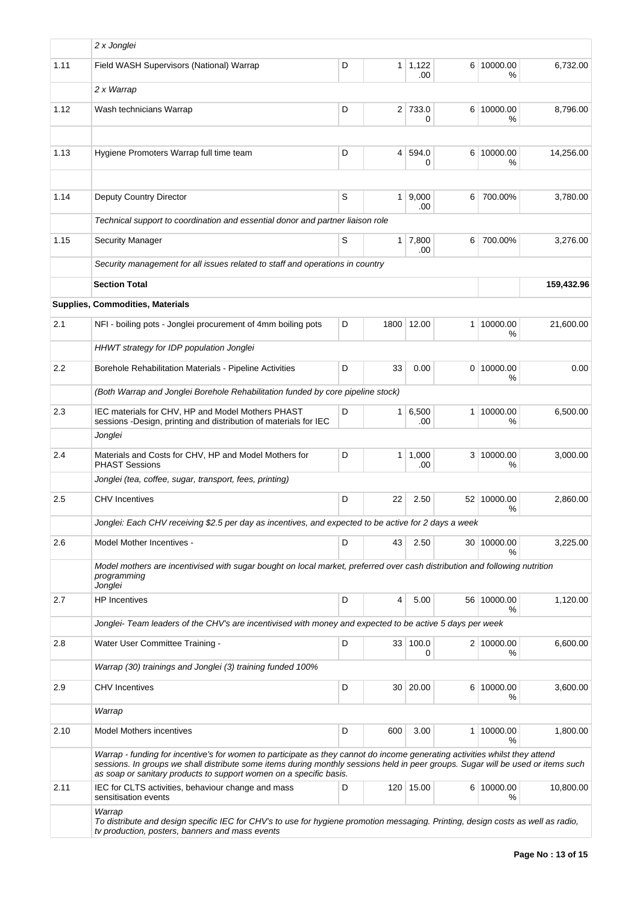| | | | | | | | |
|---|---|---|---|---|---|---|---|
| | *2 x Jonglei* | | | | | | |
| 1.11 | Field WASH Supervisors (National) Warrap | D | 1 | 1,122.00 | 6 | 10000.00 % | 6,732.00 |
| | *2 x Warrap* | | | | | | |
| 1.12 | Wash technicians Warrap | D | 2 | 733.00 | 6 | 10000.00 % | 8,796.00 |
| | | | | | | | |
| 1.13 | Hygiene Promoters Warrap full time team | D | 4 | 594.00 | 6 | 10000.00 % | 14,256.00 |
| | | | | | | | |
| 1.14 | Deputy Country Director | S | 1 | 9,000.00 | 6 | 700.00% | 3,780.00 |
| | *Technical support to coordination and essential donor and partner liaison role* | | | | | | |
| 1.15 | Security Manager | S | 1 | 7,800.00 | 6 | 700.00% | 3,276.00 |
| | *Security management for all issues related to staff and operations in country* | | | | | | |
| | **Section Total** | | | | | | **159,432.96** |
| **Supplies, Commodities, Materials** | | | | | | | |
| 2.1 | NFI - boiling pots - Jonglei procurement of 4mm boiling pots | D | 1800 | 12.00 | 1 | 10000.00 % | 21,600.00 |
| | *HHWT strategy for IDP population Jonglei* | | | | | | |
| 2.2 | Borehole Rehabilitation Materials - Pipeline Activities | D | 33 | 0.00 | 0 | 10000.00 % | 0.00 |
| | *(Both Warrap and Jonglei Borehole Rehabilitation funded by core pipeline stock)* | | | | | | |
| 2.3 | IEC materials for CHV, HP and Model Mothers PHAST sessions -Design, printing and distribution of materials for IEC | D | 1 | 6,500.00 | 1 | 10000.00 % | 6,500.00 |
| | *Jonglei* | | | | | | |
| 2.4 | Materials and Costs for CHV, HP and Model Mothers for PHAST Sessions | D | 1 | 1,000.00 | 3 | 10000.00 % | 3,000.00 |
| | *Jonglei (tea, coffee, sugar, transport, fees, printing)* | | | | | | |
| 2.5 | CHV Incentives | D | 22 | 2.50 | 52 | 10000.00 % | 2,860.00 |
| | *Jonglei: Each CHV receiving $2.5 per day as incentives, and expected to be active for 2 days a week* | | | | | | |
| 2.6 | Model Mother Incentives - | D | 43 | 2.50 | 30 | 10000.00 % | 3,225.00 |
| | *Model mothers are incentivised with sugar bought on local market, preferred over cash distribution and following nutrition programming Jonglei* | | | | | | |
| 2.7 | HP Incentives | D | 4 | 5.00 | 56 | 10000.00 % | 1,120.00 |
| | *Jonglei- Team leaders of the CHV's are incentivised with money and expected to be active 5 days per week* | | | | | | |
| 2.8 | Water User Committee Training - | D | 33 | 100.00 | 2 | 10000.00 % | 6,600.00 |
| | *Warrap (30) trainings and Jonglei (3) training funded 100%* | | | | | | |
| 2.9 | CHV Incentives | D | 30 | 20.00 | 6 | 10000.00 % | 3,600.00 |
| | *Warrap* | | | | | | |
| 2.10 | Model Mothers incentives | D | 600 | 3.00 | 1 | 10000.00 % | 1,800.00 |
| | *Warrap - funding for incentive's for women to participate as they cannot do income generating activities whilst they attend sessions. In groups we shall distribute some items during monthly sessions held in peer groups. Sugar will be used or items such as soap or sanitary products to support women on a specific basis.* | | | | | | |
| 2.11 | IEC for CLTS activities, behaviour change and mass sensitisation events | D | 120 | 15.00 | 6 | 10000.00 % | 10,800.00 |
| | *Warrap To distribute and design specific IEC for CHV's to use for hygiene promotion messaging. Printing, design costs as well as radio, tv production, posters, banners and mass events* | | | | | | |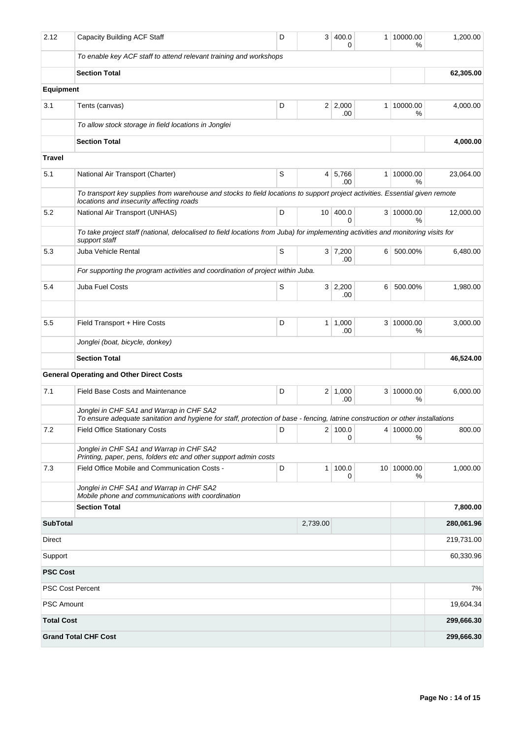| | | | | | | | |
|---|---|---|---|---|---|---|---|
| 2.12 | Capacity Building ACF Staff | D | 3 | 400.00 | 1 | 10000.00 % | 1,200.00 |
| | *To enable key ACF staff to attend relevant training and workshops* | | | | | | |
| | **Section Total** | | | | | | **62,305.00** |
| **Equipment** | | | | | | | |
| 3.1 | Tents (canvas) | D | 2 | 2,000.00 | 1 | 10000.00 % | 4,000.00 |
| | *To allow stock storage in field locations in Jonglei* | | | | | | |
| | **Section Total** | | | | | | **4,000.00** |
| **Travel** | | | | | | | |
| 5.1 | National Air Transport (Charter) | S | 4 | 5,766.00 | 1 | 10000.00 % | 23,064.00 |
| | *To transport key supplies from warehouse and stocks to field locations to support project activities. Essential given remote locations and insecurity affecting roads* | | | | | | |
| 5.2 | National Air Transport (UNHAS) | D | 10 | 400.00 | 3 | 10000.00 % | 12,000.00 |
| | *To take project staff (national, delocalised to field locations from Juba) for implementing activities and monitoring visits for support staff* | | | | | | |
| 5.3 | Juba Vehicle Rental | S | 3 | 7,200.00 | 6 | 500.00% | 6,480.00 |
| | *For supporting the program activities and coordination of project within Juba.* | | | | | | |
| 5.4 | Juba Fuel Costs | S | 3 | 2,200.00 | 6 | 500.00% | 1,980.00 |
| | | | | | | | |
| 5.5 | Field Transport + Hire Costs | D | 1 | 1,000.00 | 3 | 10000.00 % | 3,000.00 |
| | *Jonglei (boat, bicycle, donkey)* | | | | | | |
| | **Section Total** | | | | | | **46,524.00** |
| | **General Operating and Other Direct Costs** | | | | | | |
| 7.1 | Field Base Costs and Maintenance | D | 2 | 1,000.00 | 3 | 10000.00 % | 6,000.00 |
| | *Jonglei in CHF SA1 and Warrap in CHF SA2*<br>*To ensure adequate sanitation and hygiene for staff, protection of base - fencing, latrine construction or other installations* | | | | | | |
| 7.2 | Field Office Stationary Costs | D | 2 | 100.00 | 4 | 10000.00 % | 800.00 |
| | *Jonglei in CHF SA1 and Warrap in CHF SA2*<br>*Printing, paper, pens, folders etc and other support admin costs* | | | | | | |
| 7.3 | Field Office Mobile and Communication Costs - | D | 1 | 100.00 | 10 | 10000.00 % | 1,000.00 |
| | *Jonglei in CHF SA1 and Warrap in CHF SA2*<br>*Mobile phone and communications with coordination* | | | | | | |
| | **Section Total** | | | | | | **7,800.00** |
| **SubTotal** | | | 2,739.00 | | | | **280,061.96** |
| Direct | | | | | | | 219,731.00 |
| Support | | | | | | | 60,330.96 |
| **PSC Cost** | | | | | | | |
| PSC Cost Percent | | | | | | | 7% |
| PSC Amount | | | | | | | 19,604.34 |
| **Total Cost** | | | | | | | **299,666.30** |
| **Grand Total CHF Cost** | | | | | | | **299,666.30** |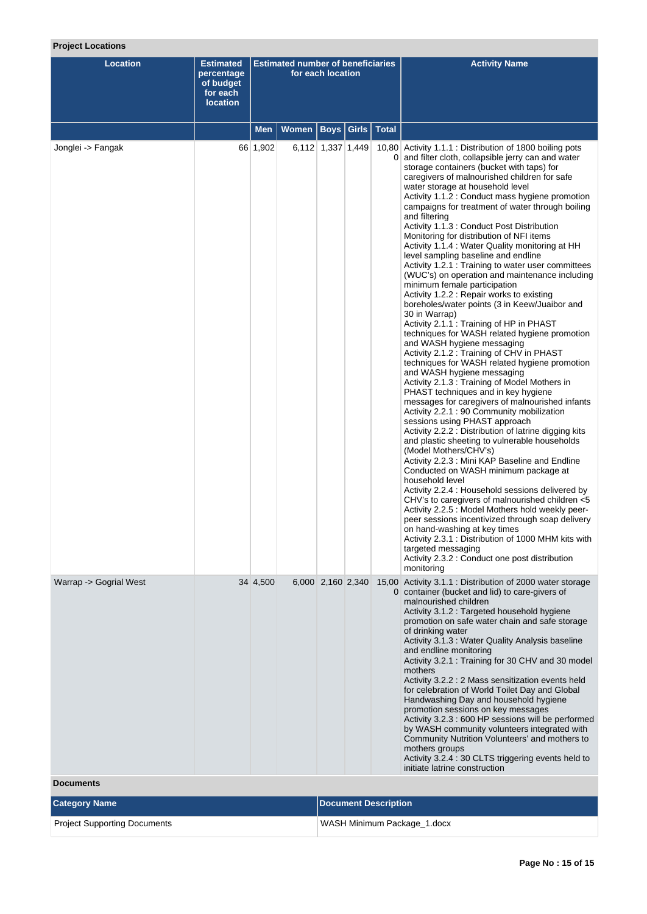## Project Locations

| Location | Estimated percentage of budget for each location | Estimated number of beneficiaries for each location | | | | | Activity Name |
|---|---|---|---|---|---|---|---|
| | | Men | Women | Boys | Girls | Total | |
| Jonglei -> Fangak | 66 | 1,902 | 6,112 | 1,337 | 1,449 | 10,800 | Activity 1.1.1 : Distribution of 1800 boiling pots and filter cloth, collapsible jerry can and water storage containers (bucket with taps) for caregivers of malnourished children for safe water storage at household level<br>Activity 1.1.2 : Conduct mass hygiene promotion campaigns for treatment of water through boiling and filtering<br>Activity 1.1.3 : Conduct Post Distribution Monitoring for distribution of NFI items<br>Activity 1.1.4 : Water Quality monitoring at HH level sampling baseline and endline<br>Activity 1.2.1 : Training to water user committees (WUC's) on operation and maintenance including minimum female participation<br>Activity 1.2.2 : Repair works to existing boreholes/water points (3 in Keew/Juaibor and 30 in Warrap)<br>Activity 2.1.1 : Training of HP in PHAST techniques for WASH related hygiene promotion and WASH hygiene messaging<br>Activity 2.1.2 : Training of CHV in PHAST techniques for WASH related hygiene promotion and WASH hygiene messaging<br>Activity 2.1.3 : Training of Model Mothers in PHAST techniques and in key hygiene messages for caregivers of malnourished infants<br>Activity 2.2.1 : 90 Community mobilization sessions using PHAST approach<br>Activity 2.2.2 : Distribution of latrine digging kits and plastic sheeting to vulnerable households (Model Mothers/CHV's)<br>Activity 2.2.3 : Mini KAP Baseline and Endline Conducted on WASH minimum package at household level<br>Activity 2.2.4 : Household sessions delivered by CHV's to caregivers of malnourished children <5<br>Activity 2.2.5 : Model Mothers hold weekly peer-peer sessions incentivized through soap delivery on hand-washing at key times<br>Activity 2.3.1 : Distribution of 1000 MHM kits with targeted messaging<br>Activity 2.3.2 : Conduct one post distribution monitoring |
| Warrap -> Gogrial West | 34 | 4,500 | 6,000 | 2,160 | 2,340 | 15,000 | Activity 3.1.1 : Distribution of 2000 water storage container (bucket and lid) to care-givers of malnourished children<br>Activity 3.1.2 : Targeted household hygiene promotion on safe water chain and safe storage of drinking water<br>Activity 3.1.3 : Water Quality Analysis baseline and endline monitoring<br>Activity 3.2.1 : Training for 30 CHV and 30 model mothers<br>Activity 3.2.2 : 2 Mass sensitization events held for celebration of World Toilet Day and Global Handwashing Day and household hygiene promotion sessions on key messages<br>Activity 3.2.3 : 600 HP sessions will be performed by WASH community volunteers integrated with Community Nutrition Volunteers' and mothers to mothers groups<br>Activity 3.2.4 : 30 CLTS triggering events held to initiate latrine construction |

## Documents

| Category Name | Document Description |
|---|---|
| Project Supporting Documents | WASH Minimum Package_1.docx |